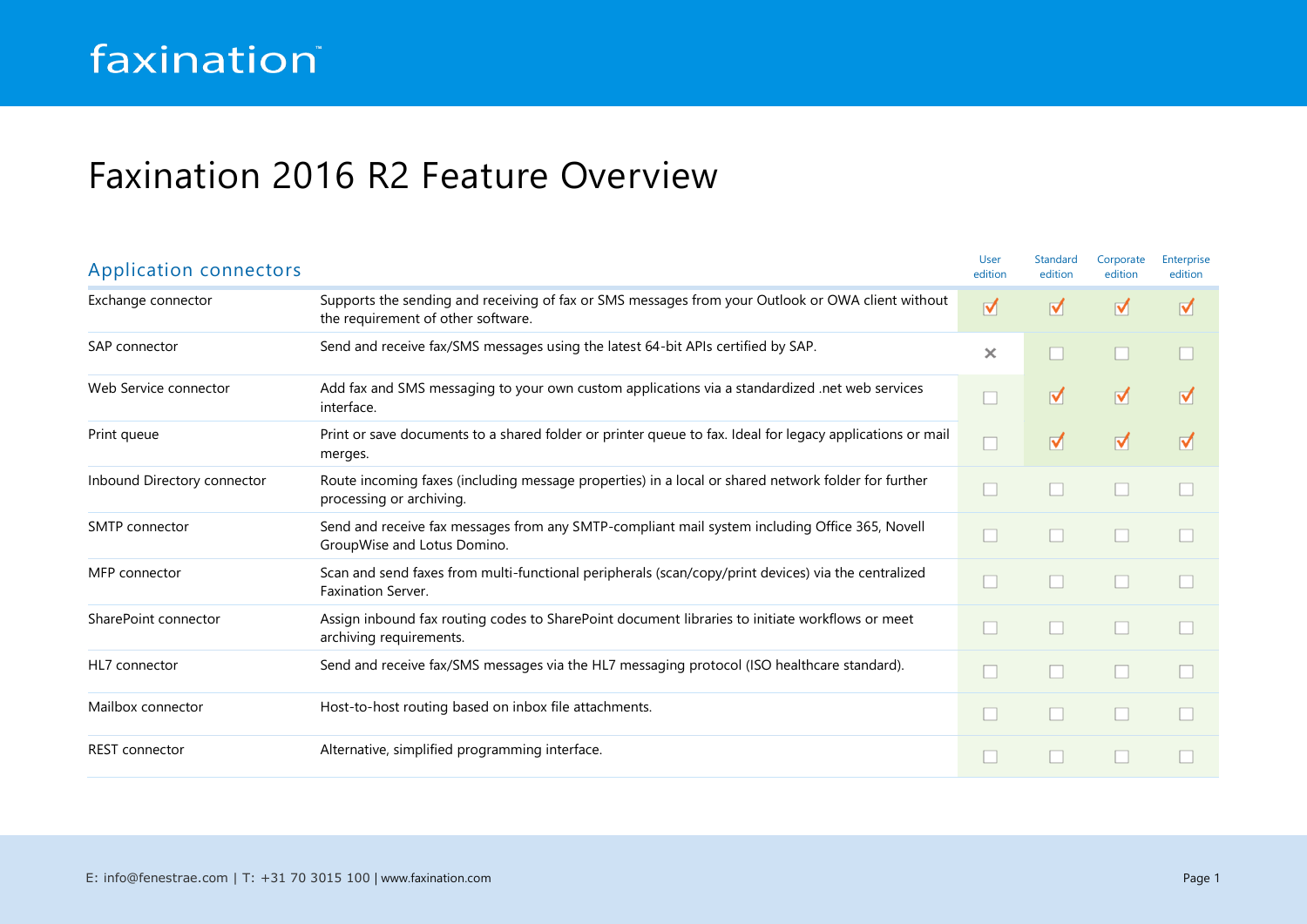faxination™

# Faxination 2016 R2 Feature Overview

## Application connectors

| Feature | Description | User edition | Standard edition | Corporate edition | Enterprise edition |
|---|---|---|---|---|---|
| Exchange connector | Supports the sending and receiving of fax or SMS messages from your Outlook or OWA client without the requirement of other software. | ☑ | ☑ | ☑ | ☑ |
| SAP connector | Send and receive fax/SMS messages using the latest 64-bit APIs certified by SAP. | ✕ | ☐ | ☐ | ☐ |
| Web Service connector | Add fax and SMS messaging to your own custom applications via a standardized .net web services interface. | ☐ | ☑ | ☑ | ☑ |
| Print queue | Print or save documents to a shared folder or printer queue to fax. Ideal for legacy applications or mail merges. | ☐ | ☑ | ☑ | ☑ |
| Inbound Directory connector | Route incoming faxes (including message properties) in a local or shared network folder for further processing or archiving. | ☐ | ☐ | ☐ | ☐ |
| SMTP connector | Send and receive fax messages from any SMTP-compliant mail system including Office 365, Novell GroupWise and Lotus Domino. | ☐ | ☐ | ☐ | ☐ |
| MFP connector | Scan and send faxes from multi-functional peripherals (scan/copy/print devices) via the centralized Faxination Server. | ☐ | ☐ | ☐ | ☐ |
| SharePoint connector | Assign inbound fax routing codes to SharePoint document libraries to initiate workflows or meet archiving requirements. | ☐ | ☐ | ☐ | ☐ |
| HL7 connector | Send and receive fax/SMS messages via the HL7 messaging protocol (ISO healthcare standard). | ☐ | ☐ | ☐ | ☐ |
| Mailbox connector | Host-to-host routing based on inbox file attachments. | ☐ | ☐ | ☐ | ☐ |
| REST connector | Alternative, simplified programming interface. | ☐ | ☐ | ☐ | ☐ |

E: info@fenestrae.com | T: +31 70 3015 100 | www.faxination.com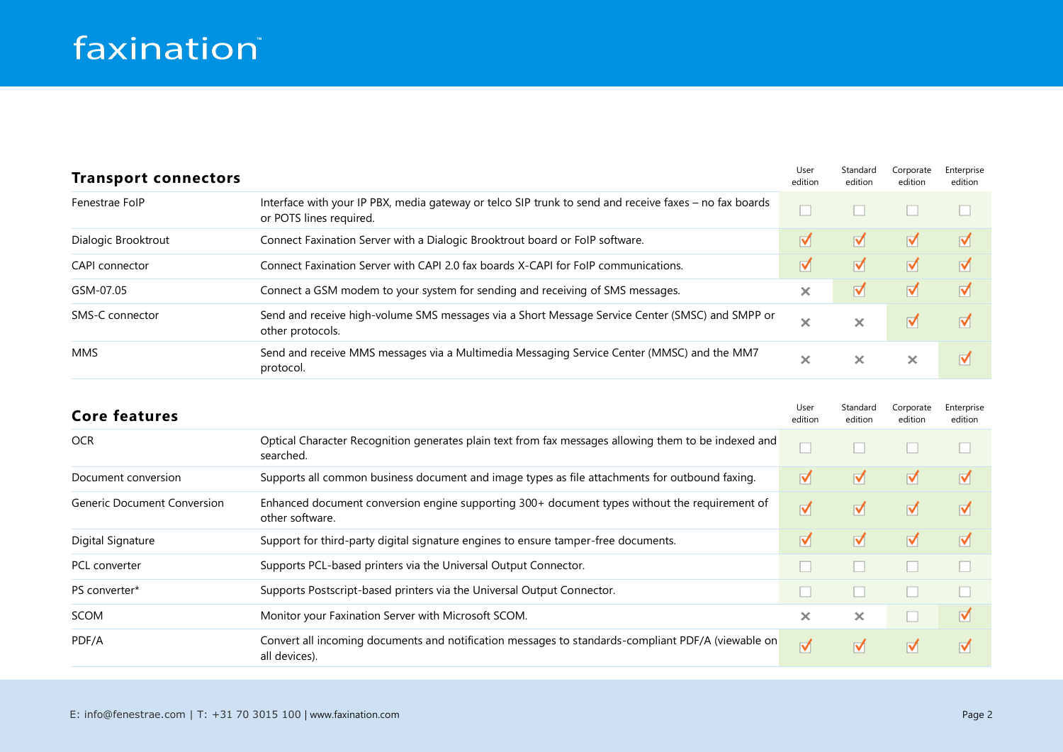## Transport connectors

| Feature | Description | User edition | Standard edition | Corporate edition | Enterprise edition |
|---|---|---|---|---|---|
| Fenestrae FoIP | Interface with your IP PBX, media gateway or telco SIP trunk to send and receive faxes – no fax boards or POTS lines required. | ☐ | ☐ | ☐ | ☐ |
| Dialogic Brooktrout | Connect Faxination Server with a Dialogic Brooktrout board or FoIP software. | ☑ | ☑ | ☑ | ☑ |
| CAPI connector | Connect Faxination Server with CAPI 2.0 fax boards X-CAPI for FoIP communications. | ☑ | ☑ | ☑ | ☑ |
| GSM-07.05 | Connect a GSM modem to your system for sending and receiving of SMS messages. | ✕ | ☑ | ☑ | ☑ |
| SMS-C connector | Send and receive high-volume SMS messages via a Short Message Service Center (SMSC) and SMPP or other protocols. | ✕ | ✕ | ☑ | ☑ |
| MMS | Send and receive MMS messages via a Multimedia Messaging Service Center (MMSC) and the MM7 protocol. | ✕ | ✕ | ✕ | ☑ |

## Core features

| Feature | Description | User edition | Standard edition | Corporate edition | Enterprise edition |
|---|---|---|---|---|---|
| OCR | Optical Character Recognition generates plain text from fax messages allowing them to be indexed and searched. | ☐ | ☐ | ☐ | ☐ |
| Document conversion | Supports all common business document and image types as file attachments for outbound faxing. | ☑ | ☑ | ☑ | ☑ |
| Generic Document Conversion | Enhanced document conversion engine supporting 300+ document types without the requirement of other software. | ☑ | ☑ | ☑ | ☑ |
| Digital Signature | Support for third-party digital signature engines to ensure tamper-free documents. | ☑ | ☑ | ☑ | ☑ |
| PCL converter | Supports PCL-based printers via the Universal Output Connector. | ☐ | ☐ | ☐ | ☐ |
| PS converter* | Supports Postscript-based printers via the Universal Output Connector. | ☐ | ☐ | ☐ | ☐ |
| SCOM | Monitor your Faxination Server with Microsoft SCOM. | ✕ | ✕ | ☐ | ☑ |
| PDF/A | Convert all incoming documents and notification messages to standards-compliant PDF/A (viewable on all devices). | ☑ | ☑ | ☑ | ☑ |

E: info@fenestrae.com | T: +31 70 3015 100 | www.faxination.com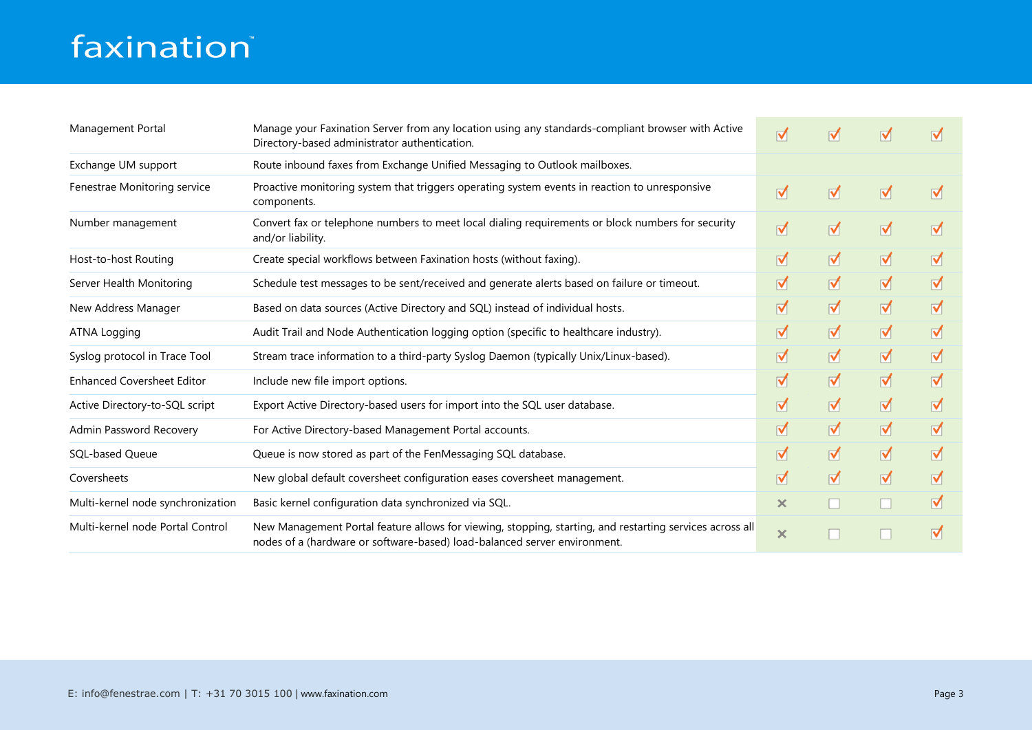| | | | | | |
|---|---|---|---|---|---|
| Management Portal | Manage your Faxination Server from any location using any standards-compliant browser with Active Directory-based administrator authentication. | ✓ | ✓ | ✓ | ✓ |
| Exchange UM support | Route inbound faxes from Exchange Unified Messaging to Outlook mailboxes. | | | | |
| Fenestrae Monitoring service | Proactive monitoring system that triggers operating system events in reaction to unresponsive components. | ✓ | ✓ | ✓ | ✓ |
| Number management | Convert fax or telephone numbers to meet local dialing requirements or block numbers for security and/or liability. | ✓ | ✓ | ✓ | ✓ |
| Host-to-host Routing | Create special workflows between Faxination hosts (without faxing). | ✓ | ✓ | ✓ | ✓ |
| Server Health Monitoring | Schedule test messages to be sent/received and generate alerts based on failure or timeout. | ✓ | ✓ | ✓ | ✓ |
| New Address Manager | Based on data sources (Active Directory and SQL) instead of individual hosts. | ✓ | ✓ | ✓ | ✓ |
| ATNA Logging | Audit Trail and Node Authentication logging option (specific to healthcare industry). | ✓ | ✓ | ✓ | ✓ |
| Syslog protocol in Trace Tool | Stream trace information to a third-party Syslog Daemon (typically Unix/Linux-based). | ✓ | ✓ | ✓ | ✓ |
| Enhanced Coversheet Editor | Include new file import options. | ✓ | ✓ | ✓ | ✓ |
| Active Directory-to-SQL script | Export Active Directory-based users for import into the SQL user database. | ✓ | ✓ | ✓ | ✓ |
| Admin Password Recovery | For Active Directory-based Management Portal accounts. | ✓ | ✓ | ✓ | ✓ |
| SQL-based Queue | Queue is now stored as part of the FenMessaging SQL database. | ✓ | ✓ | ✓ | ✓ |
| Coversheets | New global default coversheet configuration eases coversheet management. | ✓ | ✓ | ✓ | ✓ |
| Multi-kernel node synchronization | Basic kernel configuration data synchronized via SQL. | ✗ | ☐ | ☐ | ✓ |
| Multi-kernel node Portal Control | New Management Portal feature allows for viewing, stopping, starting, and restarting services across all nodes of a (hardware or software-based) load-balanced server environment. | ✗ | ☐ | ☐ | ✓ |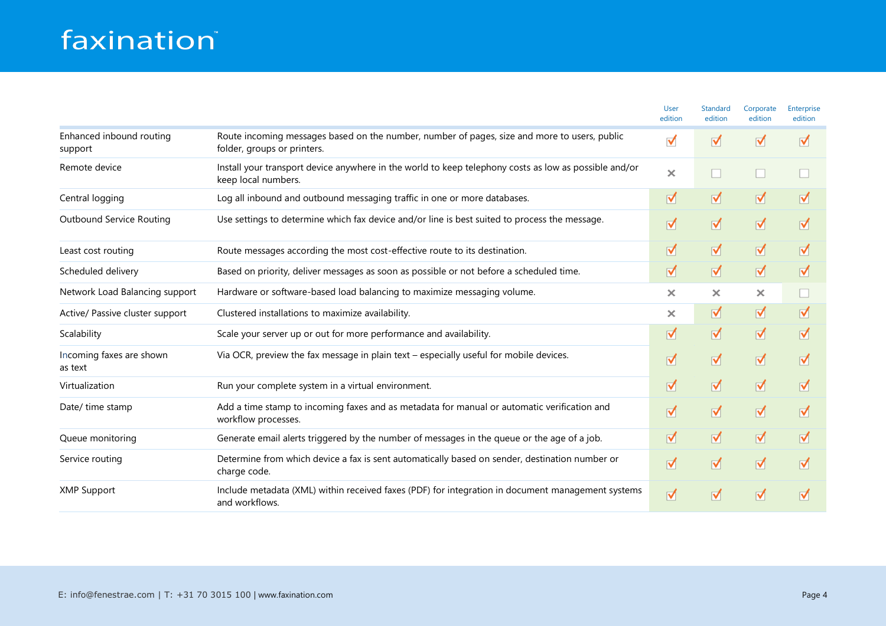| | | User edition | Standard edition | Corporate edition | Enterprise edition |
|---|---|---|---|---|---|
| Enhanced inbound routing support | Route incoming messages based on the number, number of pages, size and more to users, public folder, groups or printers. | ✓ | ✓ | ✓ | ✓ |
| Remote device | Install your transport device anywhere in the world to keep telephony costs as low as possible and/or keep local numbers. | ✗ | ☐ | ☐ | ☐ |
| Central logging | Log all inbound and outbound messaging traffic in one or more databases. | ✓ | ✓ | ✓ | ✓ |
| Outbound Service Routing | Use settings to determine which fax device and/or line is best suited to process the message. | ✓ | ✓ | ✓ | ✓ |
| Least cost routing | Route messages according the most cost-effective route to its destination. | ✓ | ✓ | ✓ | ✓ |
| Scheduled delivery | Based on priority, deliver messages as soon as possible or not before a scheduled time. | ✓ | ✓ | ✓ | ✓ |
| Network Load Balancing support | Hardware or software-based load balancing to maximize messaging volume. | ✗ | ✗ | ✗ | ☐ |
| Active/ Passive cluster support | Clustered installations to maximize availability. | ✗ | ✓ | ✓ | ✓ |
| Scalability | Scale your server up or out for more performance and availability. | ✓ | ✓ | ✓ | ✓ |
| Incoming faxes are shown as text | Via OCR, preview the fax message in plain text – especially useful for mobile devices. | ✓ | ✓ | ✓ | ✓ |
| Virtualization | Run your complete system in a virtual environment. | ✓ | ✓ | ✓ | ✓ |
| Date/ time stamp | Add a time stamp to incoming faxes and as metadata for manual or automatic verification and workflow processes. | ✓ | ✓ | ✓ | ✓ |
| Queue monitoring | Generate email alerts triggered by the number of messages in the queue or the age of a job. | ✓ | ✓ | ✓ | ✓ |
| Service routing | Determine from which device a fax is sent automatically based on sender, destination number or charge code. | ✓ | ✓ | ✓ | ✓ |
| XMP Support | Include metadata (XML) within received faxes (PDF) for integration in document management systems and workflows. | ✓ | ✓ | ✓ | ✓ |